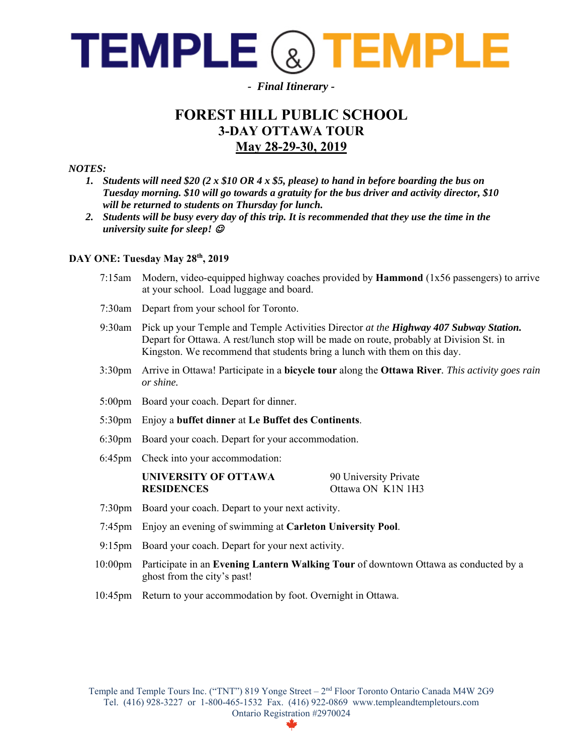# TEMPLE & TEMPLE

*- Final Itinerary -*

## FOREST HILL PUBLIC SCHOOL
### 3-DAY OTTAWA TOUR
### May 28-29-30, 2019

***NOTES:***

1. ***Students will need $20 (2 x $10 OR 4 x $5, please) to hand in before boarding the bus on Tuesday morning. $10 will go towards a gratuity for the bus driver and activity director, $10 will be returned to students on Thursday for lunch.***
2. ***Students will be busy every day of this trip. It is recommended that they use the time in the university suite for sleep! ☺***

**DAY ONE: Tuesday May 28th, 2019**

7:15am Modern, video-equipped highway coaches provided by **Hammond** (1x56 passengers) to arrive at your school. Load luggage and board.

7:30am Depart from your school for Toronto.

9:30am Pick up your Temple and Temple Activities Director *at the **Highway 407 Subway Station.*** Depart for Ottawa. A rest/lunch stop will be made on route, probably at Division St. in Kingston. We recommend that students bring a lunch with them on this day.

3:30pm Arrive in Ottawa! Participate in a **bicycle tour** along the **Ottawa River**. *This activity goes rain or shine.*

5:00pm Board your coach. Depart for dinner.

5:30pm Enjoy a **buffet dinner** at **Le Buffet des Continents**.

6:30pm Board your coach. Depart for your accommodation.

6:45pm Check into your accommodation:

**UNIVERSITY OF OTTAWA RESIDENCES**
90 University Private
Ottawa ON K1N 1H3

7:30pm Board your coach. Depart to your next activity.

7:45pm Enjoy an evening of swimming at **Carleton University Pool**.

9:15pm Board your coach. Depart for your next activity.

10:00pm Participate in an **Evening Lantern Walking Tour** of downtown Ottawa as conducted by a ghost from the city's past!

10:45pm Return to your accommodation by foot. Overnight in Ottawa.

Temple and Temple Tours Inc. ("TNT") 819 Yonge Street – 2nd Floor Toronto Ontario Canada M4W 2G9
Tel. (416) 928-3227 or 1-800-465-1532 Fax. (416) 922-0869 www.templeandtempletours.com
Ontario Registration #2970024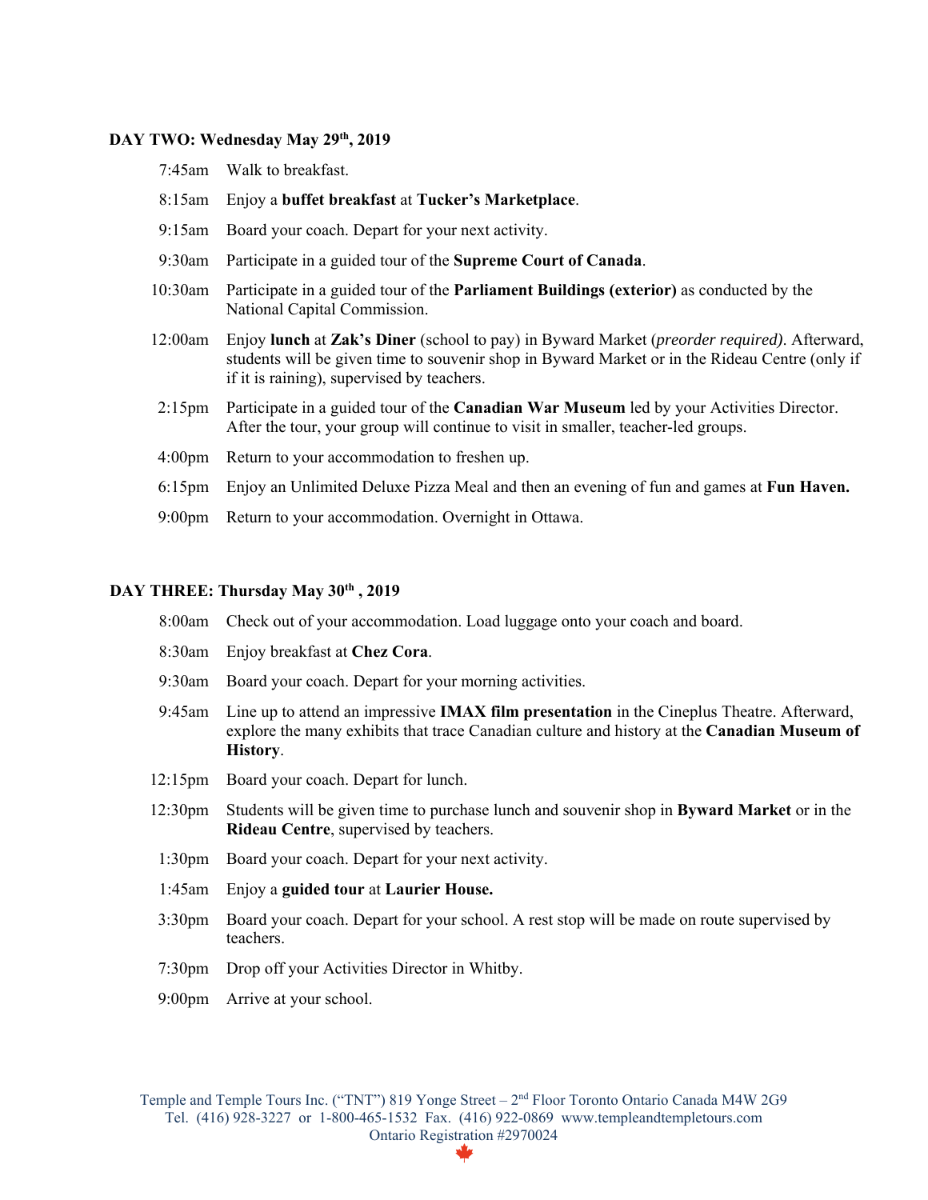**DAY TWO: Wednesday May 29th, 2019**

| | |
|---|---|
| 7:45am | Walk to breakfast. |
| 8:15am | Enjoy a **buffet breakfast** at **Tucker's Marketplace**. |
| 9:15am | Board your coach. Depart for your next activity. |
| 9:30am | Participate in a guided tour of the **Supreme Court of Canada**. |
| 10:30am | Participate in a guided tour of the **Parliament Buildings (exterior)** as conducted by the National Capital Commission. |
| 12:00am | Enjoy **lunch** at **Zak's Diner** (school to pay) in Byward Market (*preorder required)*. Afterward, students will be given time to souvenir shop in Byward Market or in the Rideau Centre (only if if it is raining), supervised by teachers. |
| 2:15pm | Participate in a guided tour of the **Canadian War Museum** led by your Activities Director. After the tour, your group will continue to visit in smaller, teacher-led groups. |
| 4:00pm | Return to your accommodation to freshen up. |
| 6:15pm | Enjoy an Unlimited Deluxe Pizza Meal and then an evening of fun and games at **Fun Haven.** |
| 9:00pm | Return to your accommodation. Overnight in Ottawa. |

**DAY THREE: Thursday May 30th , 2019**

| | |
|---|---|
| 8:00am | Check out of your accommodation. Load luggage onto your coach and board. |
| 8:30am | Enjoy breakfast at **Chez Cora**. |
| 9:30am | Board your coach. Depart for your morning activities. |
| 9:45am | Line up to attend an impressive **IMAX film presentation** in the Cineplus Theatre. Afterward, explore the many exhibits that trace Canadian culture and history at the **Canadian Museum of History**. |
| 12:15pm | Board your coach. Depart for lunch. |
| 12:30pm | Students will be given time to purchase lunch and souvenir shop in **Byward Market** or in the **Rideau Centre**, supervised by teachers. |
| 1:30pm | Board your coach. Depart for your next activity. |
| 1:45am | Enjoy a **guided tour** at **Laurier House.** |
| 3:30pm | Board your coach. Depart for your school. A rest stop will be made on route supervised by teachers. |
| 7:30pm | Drop off your Activities Director in Whitby. |
| 9:00pm | Arrive at your school. |

Temple and Temple Tours Inc. ("TNT") 819 Yonge Street – 2nd Floor Toronto Ontario Canada M4W 2G9
Tel. (416) 928-3227 or 1-800-465-1532 Fax. (416) 922-0869 www.templeandtempletours.com
Ontario Registration #2970024